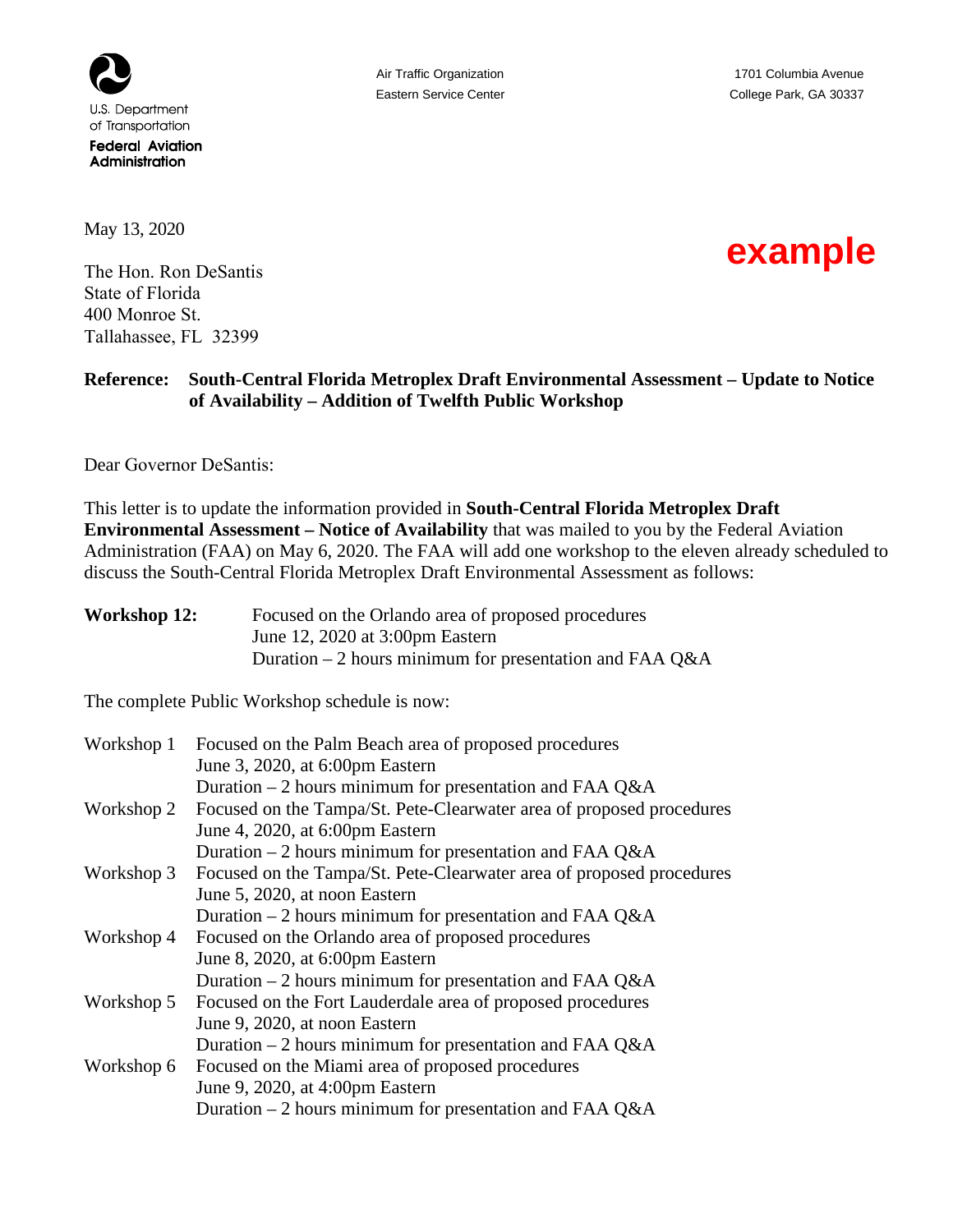U.S. Department of Transportation
**Federal Aviation Administration**

Air Traffic Organization
Eastern Service Center

1701 Columbia Avenue
College Park, GA 30337

May 13, 2020

**example**

The Hon. Ron DeSantis
State of Florida
400 Monroe St.
Tallahassee, FL 32399

**Reference: South-Central Florida Metroplex Draft Environmental Assessment – Update to Notice of Availability – Addition of Twelfth Public Workshop**

Dear Governor DeSantis:

This letter is to update the information provided in **South-Central Florida Metroplex Draft Environmental Assessment – Notice of Availability** that was mailed to you by the Federal Aviation Administration (FAA) on May 6, 2020. The FAA will add one workshop to the eleven already scheduled to discuss the South-Central Florida Metroplex Draft Environmental Assessment as follows:

**Workshop 12:** Focused on the Orlando area of proposed procedures
June 12, 2020 at 3:00pm Eastern
Duration – 2 hours minimum for presentation and FAA Q&A

The complete Public Workshop schedule is now:

Workshop 1 Focused on the Palm Beach area of proposed procedures
June 3, 2020, at 6:00pm Eastern
Duration – 2 hours minimum for presentation and FAA Q&A

Workshop 2 Focused on the Tampa/St. Pete-Clearwater area of proposed procedures
June 4, 2020, at 6:00pm Eastern
Duration – 2 hours minimum for presentation and FAA Q&A

Workshop 3 Focused on the Tampa/St. Pete-Clearwater area of proposed procedures
June 5, 2020, at noon Eastern
Duration – 2 hours minimum for presentation and FAA Q&A

Workshop 4 Focused on the Orlando area of proposed procedures
June 8, 2020, at 6:00pm Eastern
Duration – 2 hours minimum for presentation and FAA Q&A

Workshop 5 Focused on the Fort Lauderdale area of proposed procedures
June 9, 2020, at noon Eastern
Duration – 2 hours minimum for presentation and FAA Q&A

Workshop 6 Focused on the Miami area of proposed procedures
June 9, 2020, at 4:00pm Eastern
Duration – 2 hours minimum for presentation and FAA Q&A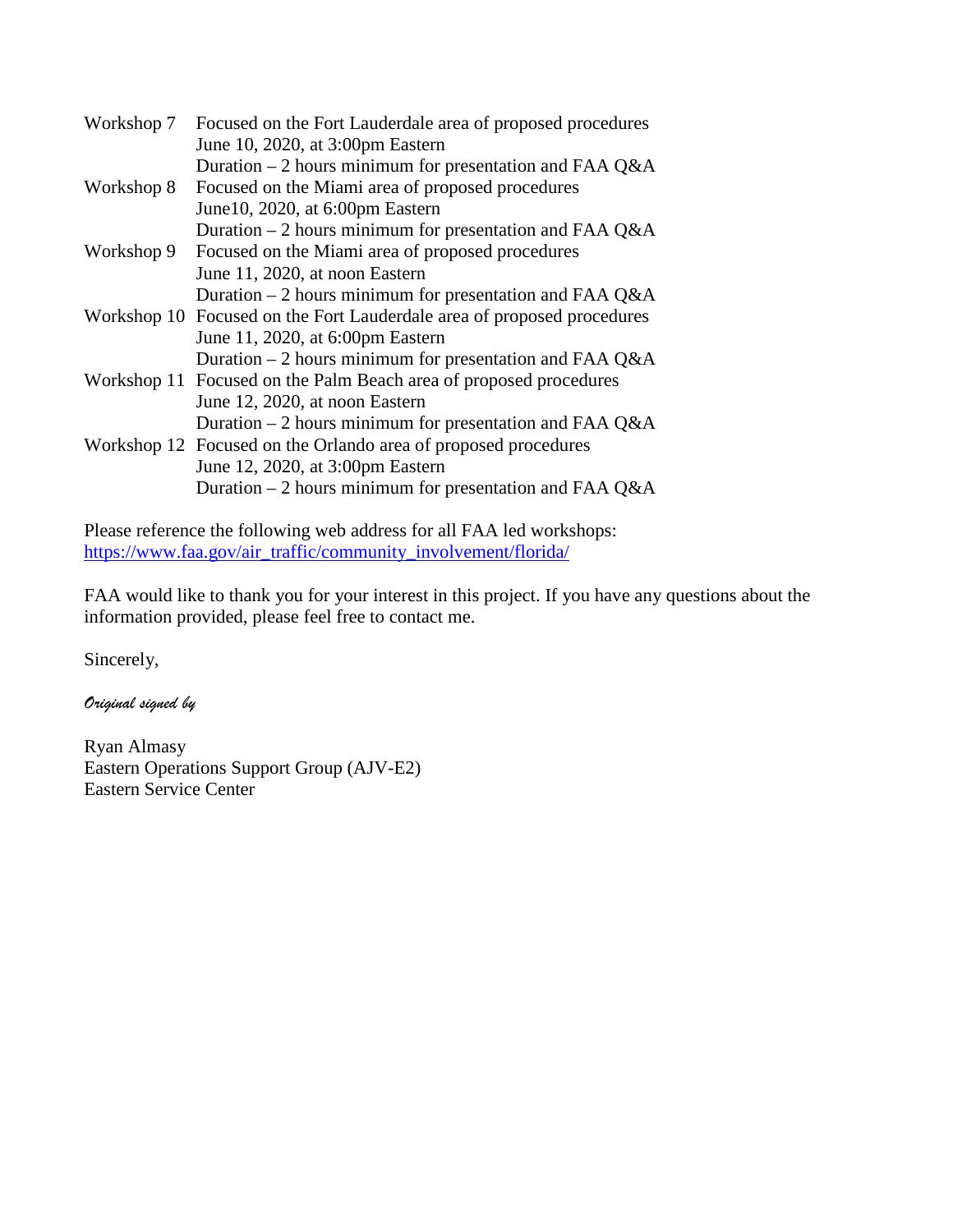| | |
|---|---|
| Workshop 7 | Focused on the Fort Lauderdale area of proposed procedures<br>June 10, 2020, at 3:00pm Eastern<br>Duration – 2 hours minimum for presentation and FAA Q&A |
| Workshop 8 | Focused on the Miami area of proposed procedures<br>June10, 2020, at 6:00pm Eastern<br>Duration – 2 hours minimum for presentation and FAA Q&A |
| Workshop 9 | Focused on the Miami area of proposed procedures<br>June 11, 2020, at noon Eastern<br>Duration – 2 hours minimum for presentation and FAA Q&A |
| Workshop 10 | Focused on the Fort Lauderdale area of proposed procedures<br>June 11, 2020, at 6:00pm Eastern<br>Duration – 2 hours minimum for presentation and FAA Q&A |
| Workshop 11 | Focused on the Palm Beach area of proposed procedures<br>June 12, 2020, at noon Eastern<br>Duration – 2 hours minimum for presentation and FAA Q&A |
| Workshop 12 | Focused on the Orlando area of proposed procedures<br>June 12, 2020, at 3:00pm Eastern<br>Duration – 2 hours minimum for presentation and FAA Q&A |

Please reference the following web address for all FAA led workshops:
https://www.faa.gov/air_traffic/community_involvement/florida/

FAA would like to thank you for your interest in this project. If you have any questions about the information provided, please feel free to contact me.

Sincerely,

*Original signed by*

Ryan Almasy
Eastern Operations Support Group (AJV-E2)
Eastern Service Center